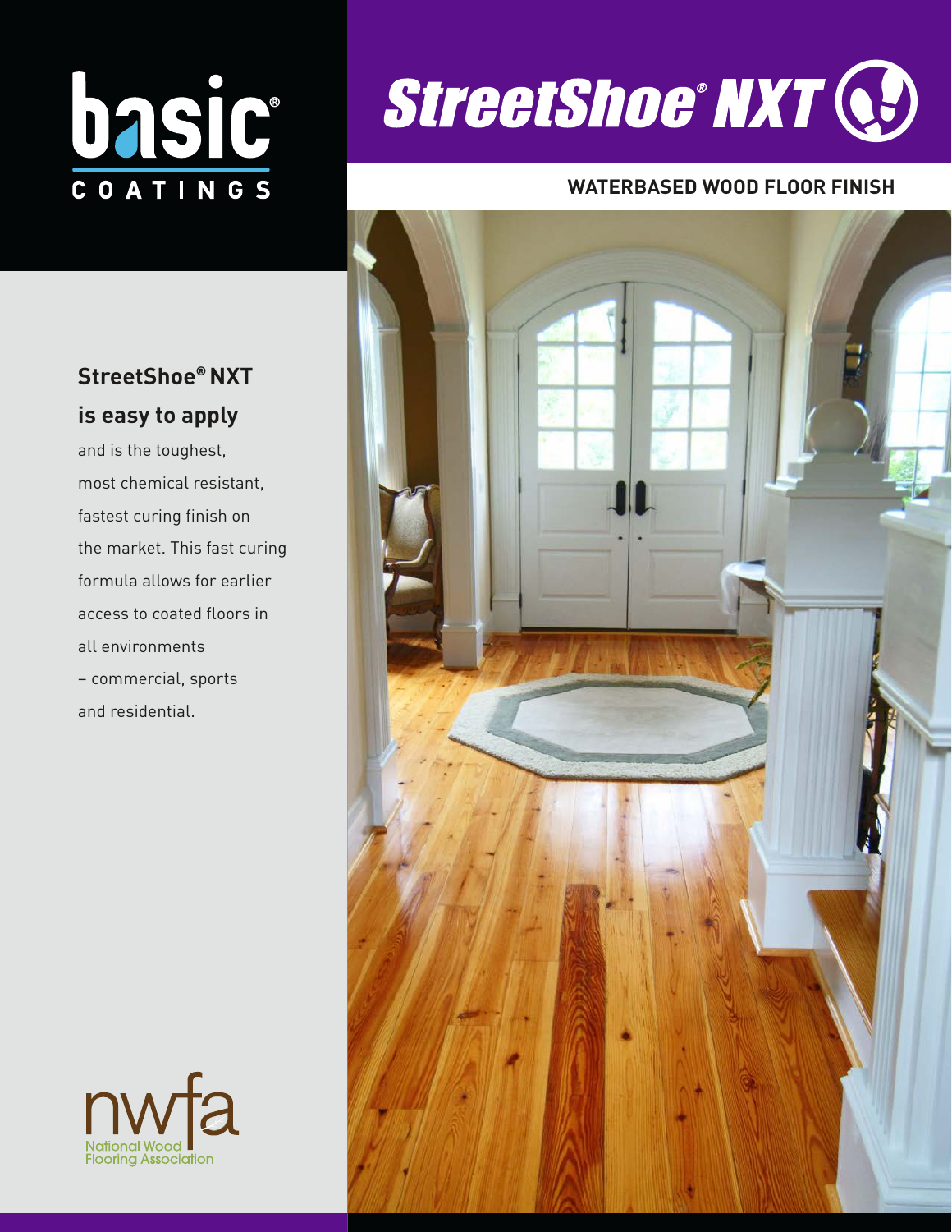basic® COATINGS

# StreetShoe® NXT

## WATERBASED WOOD FLOOR FINISH

**StreetShoe® NXT is easy to apply** and is the toughest, most chemical resistant, fastest curing finish on the market. This fast curing formula allows for earlier access to coated floors in all environments – commercial, sports and residential.

nwfa National Wood Flooring Association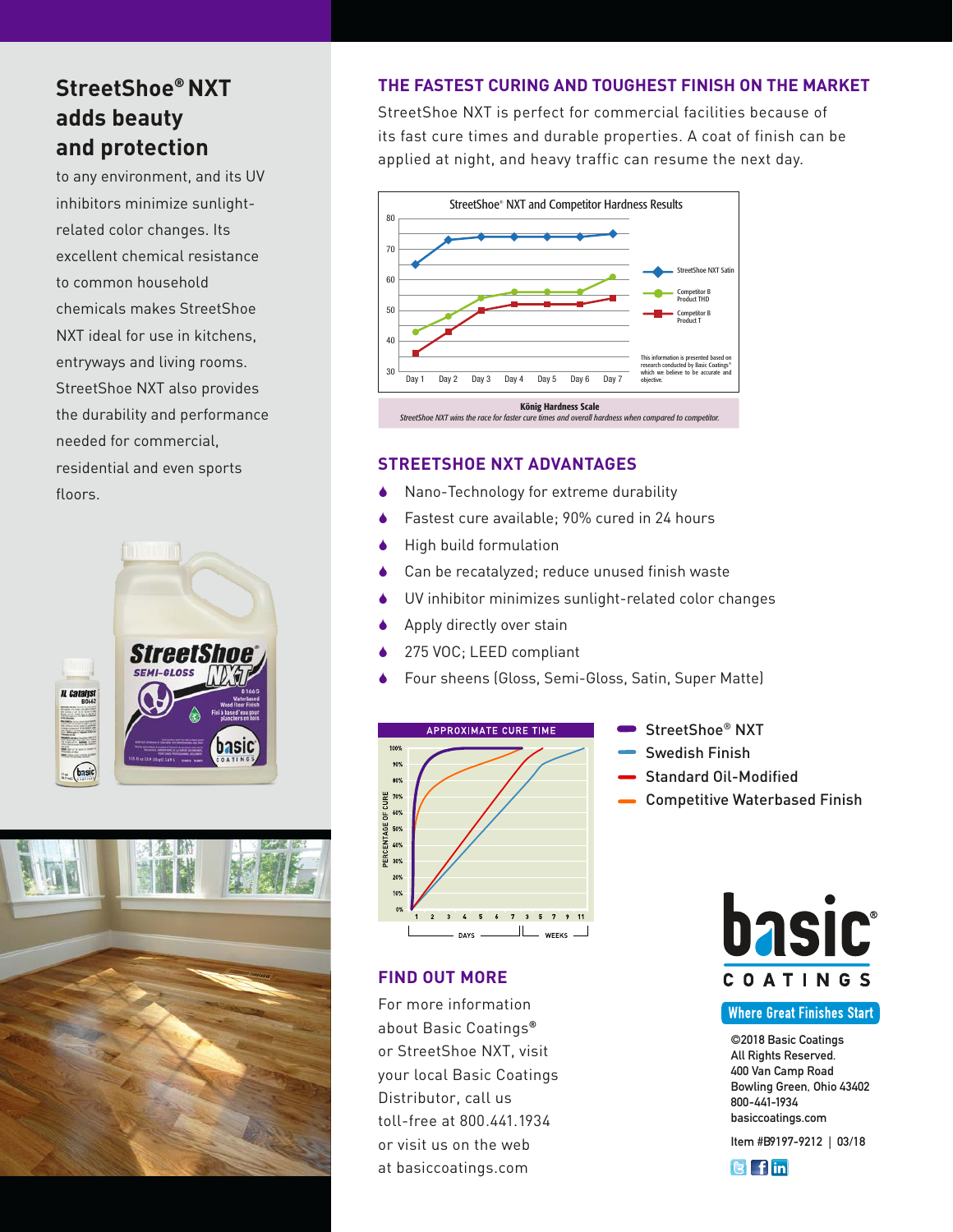## StreetShoe® NXT adds beauty and protection

to any environment, and its UV inhibitors minimize sunlight-related color changes. Its excellent chemical resistance to common household chemicals makes StreetShoe NXT ideal for use in kitchens, entryways and living rooms. StreetShoe NXT also provides the durability and performance needed for commercial, residential and even sports floors.

## THE FASTEST CURING AND TOUGHEST FINISH ON THE MARKET

StreetShoe NXT is perfect for commercial facilities because of its fast cure times and durable properties. A coat of finish can be applied at night, and heavy traffic can resume the next day.

StreetShoe® NXT and Competitor Hardness Results

80
70
60
50
40
30

Day 1 Day 2 Day 3 Day 4 Day 5 Day 6 Day 7

StreetShoe NXT Satin
Competitor B Product THD
Competitor B Product T

This information is presented based on research conducted by Basic Coatings® which we believe to be accurate and objective.

**König Hardness Scale**

*StreetShoe NXT wins the race for faster cure times and overall hardness when compared to competitor.*

## STREETSHOE NXT ADVANTAGES

- Nano-Technology for extreme durability
- Fastest cure available; 90% cured in 24 hours
- High build formulation
- Can be recatalyzed; reduce unused finish waste
- UV inhibitor minimizes sunlight-related color changes
- Apply directly over stain
- 275 VOC; LEED compliant
- Four sheens (Gloss, Semi-Gloss, Satin, Super Matte)

APPROXIMATE CURE TIME

PERCENTAGE OF CURE

100%
90%
80%
70%
60%
50%
40%
30%
20%
10%
0%

1 2 3 4 5 6 7 3 5 7 9 11

DAYS WEEKS

StreetShoe® NXT
Swedish Finish
Standard Oil-Modified
Competitive Waterbased Finish

## FIND OUT MORE

For more information about Basic Coatings® or StreetShoe NXT, visit your local Basic Coatings Distributor, call us toll-free at 800.441.1934 or visit us on the web at basiccoatings.com

basic® COATINGS

Where Great Finishes Start

©2018 Basic Coatings
All Rights Reserved.
400 Van Camp Road
Bowling Green, Ohio 43402
800-441-1934
basiccoatings.com

Item #B9197-9212 | 03/18